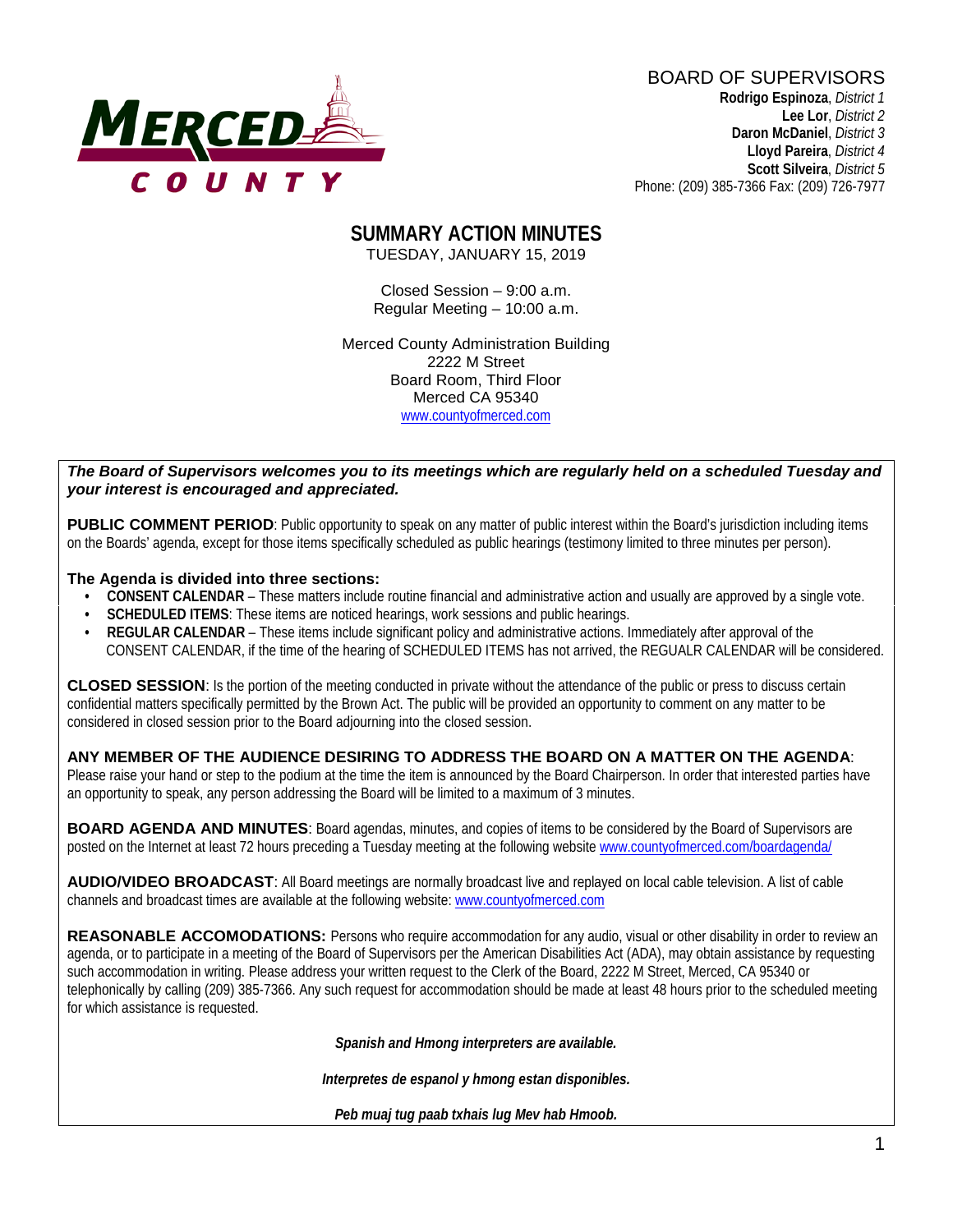MERCED COUNTY

BOARD OF SUPERVISORS
**Rodrigo Espinoza**, *District 1*
**Lee Lor**, *District 2*
**Daron McDaniel**, *District 3*
**Lloyd Pareira**, *District 4*
**Scott Silveira**, *District 5*
Phone: (209) 385-7366 Fax: (209) 726-7977

# SUMMARY ACTION MINUTES

TUESDAY, JANUARY 15, 2019

Closed Session – 9:00 a.m.
Regular Meeting – 10:00 a.m.

Merced County Administration Building
2222 M Street
Board Room, Third Floor
Merced CA 95340
www.countyofmerced.com

***The Board of Supervisors welcomes you to its meetings which are regularly held on a scheduled Tuesday and your interest is encouraged and appreciated.***

**PUBLIC COMMENT PERIOD**: Public opportunity to speak on any matter of public interest within the Board's jurisdiction including items on the Boards' agenda, except for those items specifically scheduled as public hearings (testimony limited to three minutes per person).

**The Agenda is divided into three sections:**

- **CONSENT CALENDAR** – These matters include routine financial and administrative action and usually are approved by a single vote.
- **SCHEDULED ITEMS**: These items are noticed hearings, work sessions and public hearings.
- **REGULAR CALENDAR** – These items include significant policy and administrative actions. Immediately after approval of the CONSENT CALENDAR, if the time of the hearing of SCHEDULED ITEMS has not arrived, the REGUALR CALENDAR will be considered.

**CLOSED SESSION**: Is the portion of the meeting conducted in private without the attendance of the public or press to discuss certain confidential matters specifically permitted by the Brown Act. The public will be provided an opportunity to comment on any matter to be considered in closed session prior to the Board adjourning into the closed session.

**ANY MEMBER OF THE AUDIENCE DESIRING TO ADDRESS THE BOARD ON A MATTER ON THE AGENDA**: Please raise your hand or step to the podium at the time the item is announced by the Board Chairperson. In order that interested parties have an opportunity to speak, any person addressing the Board will be limited to a maximum of 3 minutes.

**BOARD AGENDA AND MINUTES**: Board agendas, minutes, and copies of items to be considered by the Board of Supervisors are posted on the Internet at least 72 hours preceding a Tuesday meeting at the following website www.countyofmerced.com/boardagenda/

**AUDIO/VIDEO BROADCAST**: All Board meetings are normally broadcast live and replayed on local cable television. A list of cable channels and broadcast times are available at the following website: www.countyofmerced.com

**REASONABLE ACCOMODATIONS:** Persons who require accommodation for any audio, visual or other disability in order to review an agenda, or to participate in a meeting of the Board of Supervisors per the American Disabilities Act (ADA), may obtain assistance by requesting such accommodation in writing. Please address your written request to the Clerk of the Board, 2222 M Street, Merced, CA 95340 or telephonically by calling (209) 385-7366. Any such request for accommodation should be made at least 48 hours prior to the scheduled meeting for which assistance is requested.

***Spanish and Hmong interpreters are available.***

***Interpretes de espanol y hmong estan disponibles.***

***Peb muaj tug paab txhais lug Mev hab Hmoob.***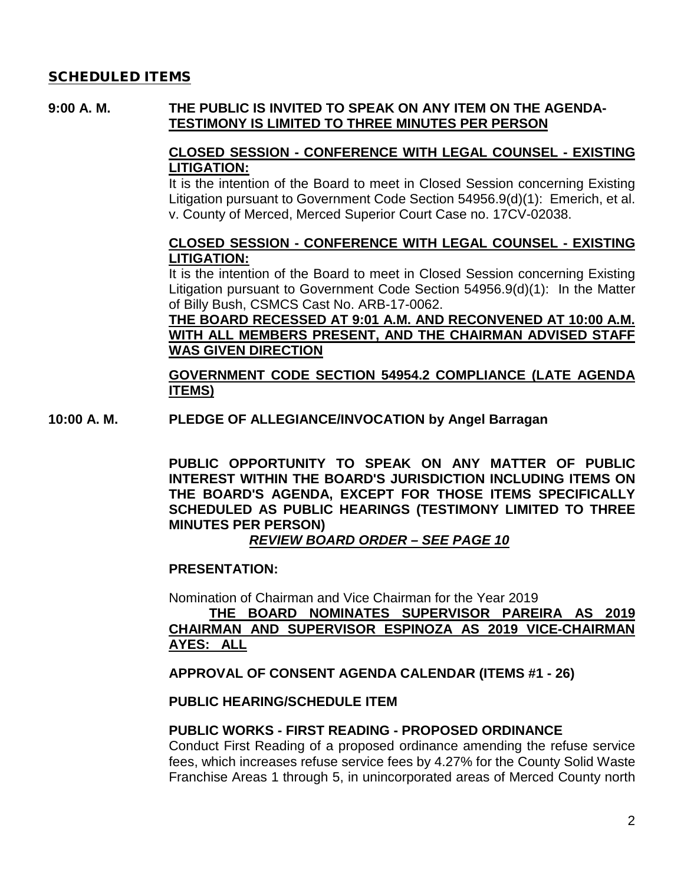## SCHEDULED ITEMS

**9:00 A. M. THE PUBLIC IS INVITED TO SPEAK ON ANY ITEM ON THE AGENDA-** **TESTIMONY IS LIMITED TO THREE MINUTES PER PERSON**

**CLOSED SESSION - CONFERENCE WITH LEGAL COUNSEL - EXISTING LITIGATION:**
It is the intention of the Board to meet in Closed Session concerning Existing Litigation pursuant to Government Code Section 54956.9(d)(1): Emerich, et al. v. County of Merced, Merced Superior Court Case no. 17CV-02038.

**CLOSED SESSION - CONFERENCE WITH LEGAL COUNSEL - EXISTING LITIGATION:**
It is the intention of the Board to meet in Closed Session concerning Existing Litigation pursuant to Government Code Section 54956.9(d)(1): In the Matter of Billy Bush, CSMCS Cast No. ARB-17-0062.
**THE BOARD RECESSED AT 9:01 A.M. AND RECONVENED AT 10:00 A.M. WITH ALL MEMBERS PRESENT, AND THE CHAIRMAN ADVISED STAFF WAS GIVEN DIRECTION**

**GOVERNMENT CODE SECTION 54954.2 COMPLIANCE (LATE AGENDA ITEMS)**

**10:00 A. M. PLEDGE OF ALLEGIANCE/INVOCATION by Angel Barragan**

**PUBLIC OPPORTUNITY TO SPEAK ON ANY MATTER OF PUBLIC INTEREST WITHIN THE BOARD'S JURISDICTION INCLUDING ITEMS ON THE BOARD'S AGENDA, EXCEPT FOR THOSE ITEMS SPECIFICALLY SCHEDULED AS PUBLIC HEARINGS (TESTIMONY LIMITED TO THREE MINUTES PER PERSON)**
***REVIEW BOARD ORDER – SEE PAGE 10***

**PRESENTATION:**

Nomination of Chairman and Vice Chairman for the Year 2019
**THE BOARD NOMINATES SUPERVISOR PAREIRA AS 2019 CHAIRMAN AND SUPERVISOR ESPINOZA AS 2019 VICE-CHAIRMAN AYES: ALL**

**APPROVAL OF CONSENT AGENDA CALENDAR (ITEMS #1 - 26)**

**PUBLIC HEARING/SCHEDULE ITEM**

**PUBLIC WORKS - FIRST READING - PROPOSED ORDINANCE**
Conduct First Reading of a proposed ordinance amending the refuse service fees, which increases refuse service fees by 4.27% for the County Solid Waste Franchise Areas 1 through 5, in unincorporated areas of Merced County north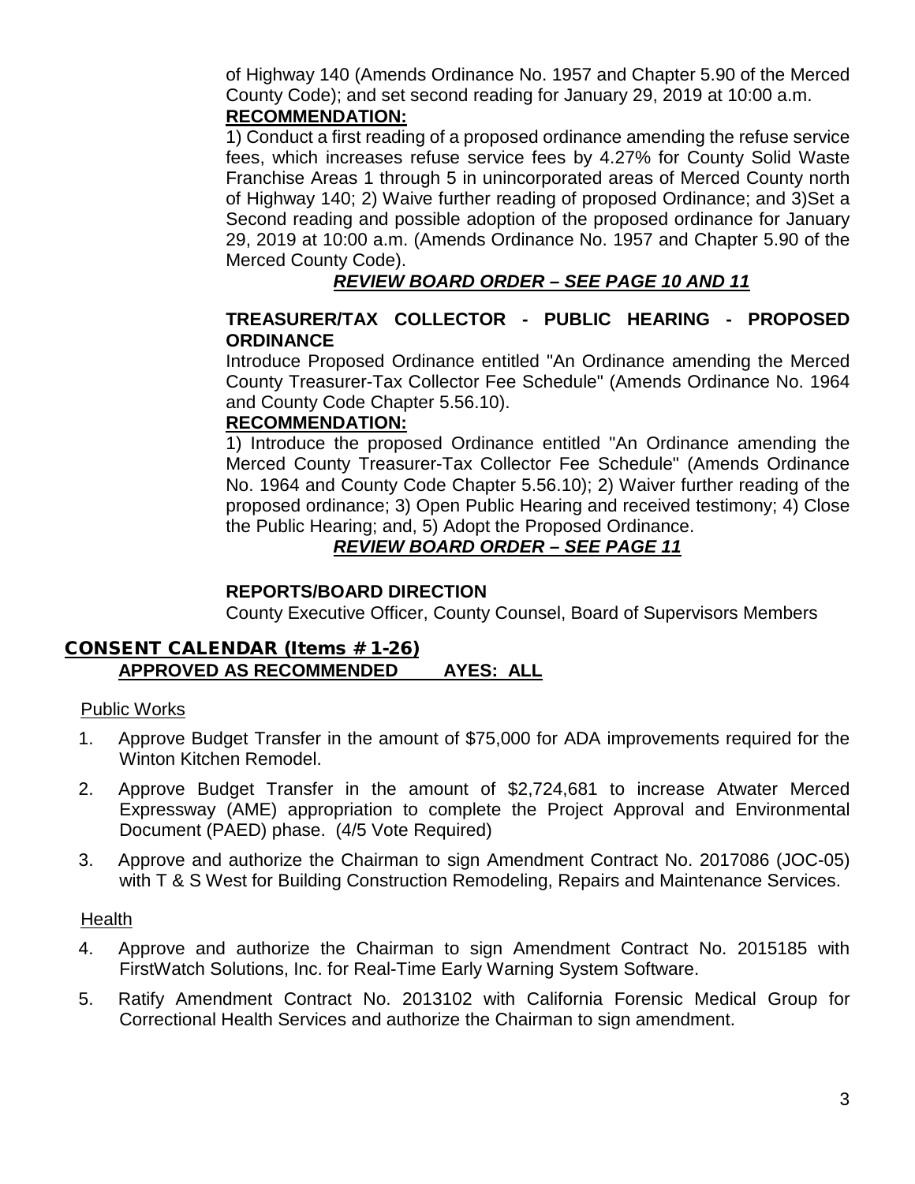of Highway 140 (Amends Ordinance No. 1957 and Chapter 5.90 of the Merced County Code); and set second reading for January 29, 2019 at 10:00 a.m.

**RECOMMENDATION:**

1) Conduct a first reading of a proposed ordinance amending the refuse service fees, which increases refuse service fees by 4.27% for County Solid Waste Franchise Areas 1 through 5 in unincorporated areas of Merced County north of Highway 140; 2) Waive further reading of proposed Ordinance; and 3)Set a Second reading and possible adoption of the proposed ordinance for January 29, 2019 at 10:00 a.m. (Amends Ordinance No. 1957 and Chapter 5.90 of the Merced County Code).

***REVIEW BOARD ORDER – SEE PAGE 10 AND 11***

**TREASURER/TAX COLLECTOR - PUBLIC HEARING - PROPOSED ORDINANCE**

Introduce Proposed Ordinance entitled "An Ordinance amending the Merced County Treasurer-Tax Collector Fee Schedule" (Amends Ordinance No. 1964 and County Code Chapter 5.56.10).

**RECOMMENDATION:**

1) Introduce the proposed Ordinance entitled "An Ordinance amending the Merced County Treasurer-Tax Collector Fee Schedule" (Amends Ordinance No. 1964 and County Code Chapter 5.56.10); 2) Waiver further reading of the proposed ordinance; 3) Open Public Hearing and received testimony; 4) Close the Public Hearing; and, 5) Adopt the Proposed Ordinance.

***REVIEW BOARD ORDER – SEE PAGE 11***

**REPORTS/BOARD DIRECTION**

County Executive Officer, County Counsel, Board of Supervisors Members

## CONSENT CALENDAR (Items # 1-26)

**APPROVED AS RECOMMENDED AYES: ALL**

Public Works

1. Approve Budget Transfer in the amount of $75,000 for ADA improvements required for the Winton Kitchen Remodel.
2. Approve Budget Transfer in the amount of $2,724,681 to increase Atwater Merced Expressway (AME) appropriation to complete the Project Approval and Environmental Document (PAED) phase. (4/5 Vote Required)
3. Approve and authorize the Chairman to sign Amendment Contract No. 2017086 (JOC-05) with T & S West for Building Construction Remodeling, Repairs and Maintenance Services.

Health

4. Approve and authorize the Chairman to sign Amendment Contract No. 2015185 with FirstWatch Solutions, Inc. for Real-Time Early Warning System Software.
5. Ratify Amendment Contract No. 2013102 with California Forensic Medical Group for Correctional Health Services and authorize the Chairman to sign amendment.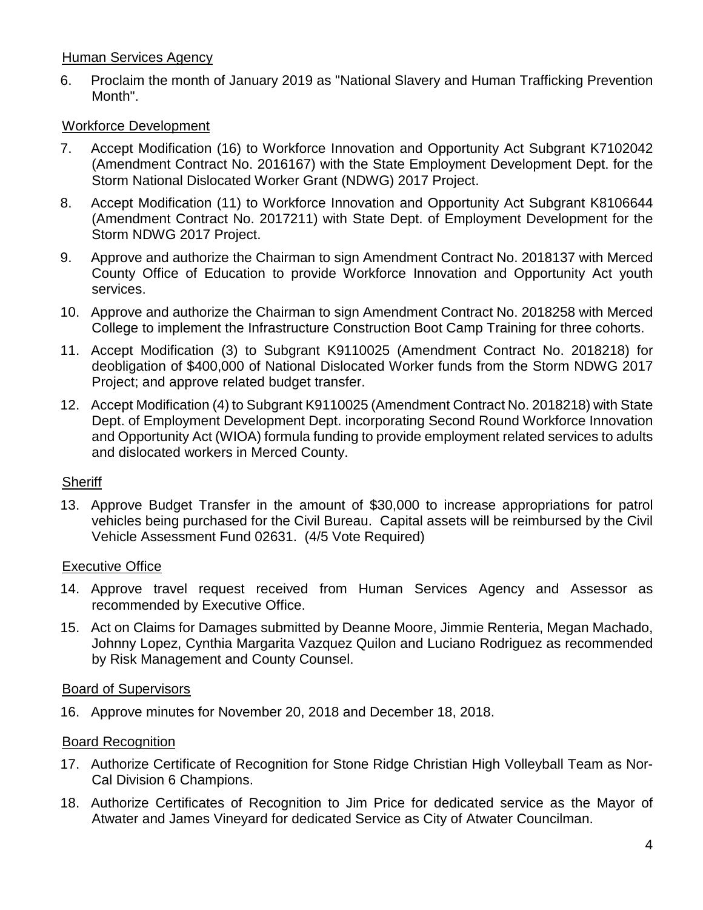## Human Services Agency

6. Proclaim the month of January 2019 as "National Slavery and Human Trafficking Prevention Month".

## Workforce Development

7. Accept Modification (16) to Workforce Innovation and Opportunity Act Subgrant K7102042 (Amendment Contract No. 2016167) with the State Employment Development Dept. for the Storm National Dislocated Worker Grant (NDWG) 2017 Project.
8. Accept Modification (11) to Workforce Innovation and Opportunity Act Subgrant K8106644 (Amendment Contract No. 2017211) with State Dept. of Employment Development for the Storm NDWG 2017 Project.
9. Approve and authorize the Chairman to sign Amendment Contract No. 2018137 with Merced County Office of Education to provide Workforce Innovation and Opportunity Act youth services.
10. Approve and authorize the Chairman to sign Amendment Contract No. 2018258 with Merced College to implement the Infrastructure Construction Boot Camp Training for three cohorts.
11. Accept Modification (3) to Subgrant K9110025 (Amendment Contract No. 2018218) for deobligation of $400,000 of National Dislocated Worker funds from the Storm NDWG 2017 Project; and approve related budget transfer.
12. Accept Modification (4) to Subgrant K9110025 (Amendment Contract No. 2018218) with State Dept. of Employment Development Dept. incorporating Second Round Workforce Innovation and Opportunity Act (WIOA) formula funding to provide employment related services to adults and dislocated workers in Merced County.

## Sheriff

13. Approve Budget Transfer in the amount of $30,000 to increase appropriations for patrol vehicles being purchased for the Civil Bureau. Capital assets will be reimbursed by the Civil Vehicle Assessment Fund 02631. (4/5 Vote Required)

## Executive Office

14. Approve travel request received from Human Services Agency and Assessor as recommended by Executive Office.
15. Act on Claims for Damages submitted by Deanne Moore, Jimmie Renteria, Megan Machado, Johnny Lopez, Cynthia Margarita Vazquez Quilon and Luciano Rodriguez as recommended by Risk Management and County Counsel.

## Board of Supervisors

16. Approve minutes for November 20, 2018 and December 18, 2018.

## Board Recognition

17. Authorize Certificate of Recognition for Stone Ridge Christian High Volleyball Team as Nor-Cal Division 6 Champions.
18. Authorize Certificates of Recognition to Jim Price for dedicated service as the Mayor of Atwater and James Vineyard for dedicated Service as City of Atwater Councilman.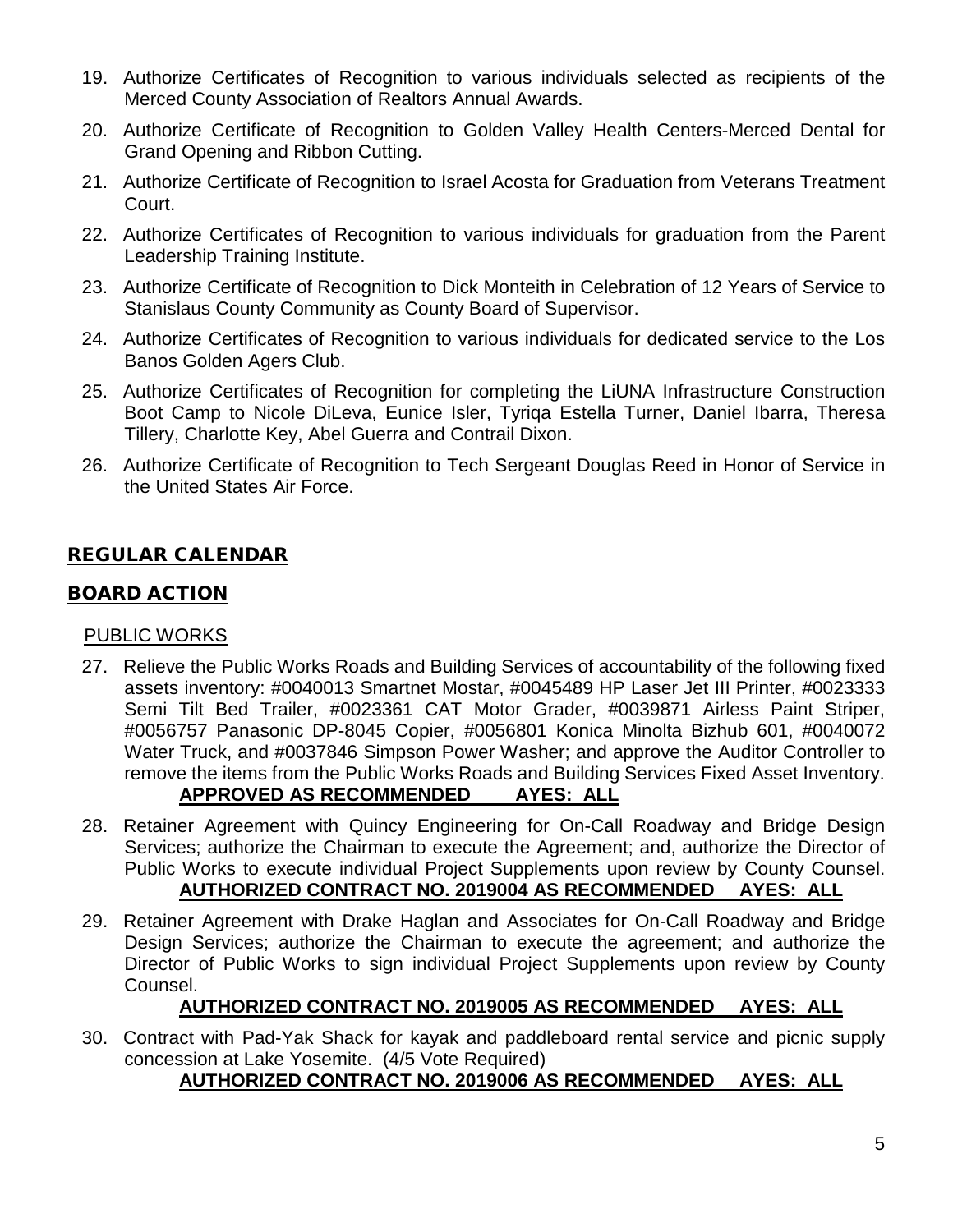19. Authorize Certificates of Recognition to various individuals selected as recipients of the Merced County Association of Realtors Annual Awards.

20. Authorize Certificate of Recognition to Golden Valley Health Centers-Merced Dental for Grand Opening and Ribbon Cutting.

21. Authorize Certificate of Recognition to Israel Acosta for Graduation from Veterans Treatment Court.

22. Authorize Certificates of Recognition to various individuals for graduation from the Parent Leadership Training Institute.

23. Authorize Certificate of Recognition to Dick Monteith in Celebration of 12 Years of Service to Stanislaus County Community as County Board of Supervisor.

24. Authorize Certificates of Recognition to various individuals for dedicated service to the Los Banos Golden Agers Club.

25. Authorize Certificates of Recognition for completing the LiUNA Infrastructure Construction Boot Camp to Nicole DiLeva, Eunice Isler, Tyriqa Estella Turner, Daniel Ibarra, Theresa Tillery, Charlotte Key, Abel Guerra and Contrail Dixon.

26. Authorize Certificate of Recognition to Tech Sergeant Douglas Reed in Honor of Service in the United States Air Force.

## REGULAR CALENDAR

## BOARD ACTION

PUBLIC WORKS

27. Relieve the Public Works Roads and Building Services of accountability of the following fixed assets inventory: #0040013 Smartnet Mostar, #0045489 HP Laser Jet III Printer, #0023333 Semi Tilt Bed Trailer, #0023361 CAT Motor Grader, #0039871 Airless Paint Striper, #0056757 Panasonic DP-8045 Copier, #0056801 Konica Minolta Bizhub 601, #0040072 Water Truck, and #0037846 Simpson Power Washer; and approve the Auditor Controller to remove the items from the Public Works Roads and Building Services Fixed Asset Inventory.
    **APPROVED AS RECOMMENDED AYES: ALL**

28. Retainer Agreement with Quincy Engineering for On-Call Roadway and Bridge Design Services; authorize the Chairman to execute the Agreement; and, authorize the Director of Public Works to execute individual Project Supplements upon review by County Counsel.
    **AUTHORIZED CONTRACT NO. 2019004 AS RECOMMENDED AYES: ALL**

29. Retainer Agreement with Drake Haglan and Associates for On-Call Roadway and Bridge Design Services; authorize the Chairman to execute the agreement; and authorize the Director of Public Works to sign individual Project Supplements upon review by County Counsel.
    **AUTHORIZED CONTRACT NO. 2019005 AS RECOMMENDED AYES: ALL**

30. Contract with Pad-Yak Shack for kayak and paddleboard rental service and picnic supply concession at Lake Yosemite. (4/5 Vote Required)
    **AUTHORIZED CONTRACT NO. 2019006 AS RECOMMENDED AYES: ALL**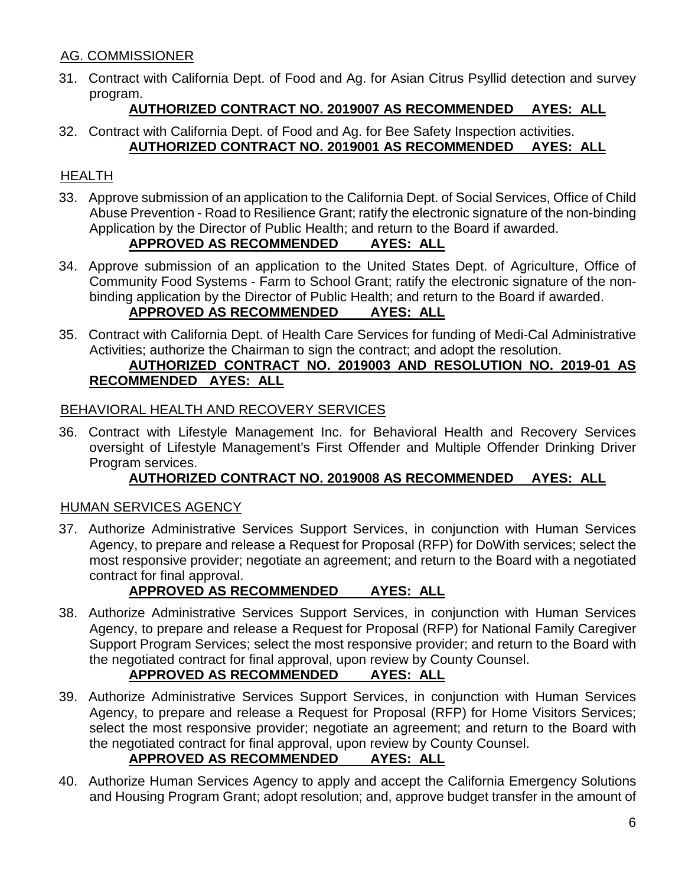AG. COMMISSIONER

31. Contract with California Dept. of Food and Ag. for Asian Citrus Psyllid detection and survey program.

    **AUTHORIZED CONTRACT NO. 2019007 AS RECOMMENDED AYES: ALL**

32. Contract with California Dept. of Food and Ag. for Bee Safety Inspection activities.

    **AUTHORIZED CONTRACT NO. 2019001 AS RECOMMENDED AYES: ALL**

HEALTH

33. Approve submission of an application to the California Dept. of Social Services, Office of Child Abuse Prevention - Road to Resilience Grant; ratify the electronic signature of the non-binding Application by the Director of Public Health; and return to the Board if awarded.

    **APPROVED AS RECOMMENDED AYES: ALL**

34. Approve submission of an application to the United States Dept. of Agriculture, Office of Community Food Systems - Farm to School Grant; ratify the electronic signature of the non-binding application by the Director of Public Health; and return to the Board if awarded.

    **APPROVED AS RECOMMENDED AYES: ALL**

35. Contract with California Dept. of Health Care Services for funding of Medi-Cal Administrative Activities; authorize the Chairman to sign the contract; and adopt the resolution.

    **AUTHORIZED CONTRACT NO. 2019003 AND RESOLUTION NO. 2019-01 AS RECOMMENDED AYES: ALL**

BEHAVIORAL HEALTH AND RECOVERY SERVICES

36. Contract with Lifestyle Management Inc. for Behavioral Health and Recovery Services oversight of Lifestyle Management's First Offender and Multiple Offender Drinking Driver Program services.

    **AUTHORIZED CONTRACT NO. 2019008 AS RECOMMENDED AYES: ALL**

HUMAN SERVICES AGENCY

37. Authorize Administrative Services Support Services, in conjunction with Human Services Agency, to prepare and release a Request for Proposal (RFP) for DoWith services; select the most responsive provider; negotiate an agreement; and return to the Board with a negotiated contract for final approval.

    **APPROVED AS RECOMMENDED AYES: ALL**

38. Authorize Administrative Services Support Services, in conjunction with Human Services Agency, to prepare and release a Request for Proposal (RFP) for National Family Caregiver Support Program Services; select the most responsive provider; and return to the Board with the negotiated contract for final approval, upon review by County Counsel.

    **APPROVED AS RECOMMENDED AYES: ALL**

39. Authorize Administrative Services Support Services, in conjunction with Human Services Agency, to prepare and release a Request for Proposal (RFP) for Home Visitors Services; select the most responsive provider; negotiate an agreement; and return to the Board with the negotiated contract for final approval, upon review by County Counsel.

    **APPROVED AS RECOMMENDED AYES: ALL**

40. Authorize Human Services Agency to apply and accept the California Emergency Solutions and Housing Program Grant; adopt resolution; and, approve budget transfer in the amount of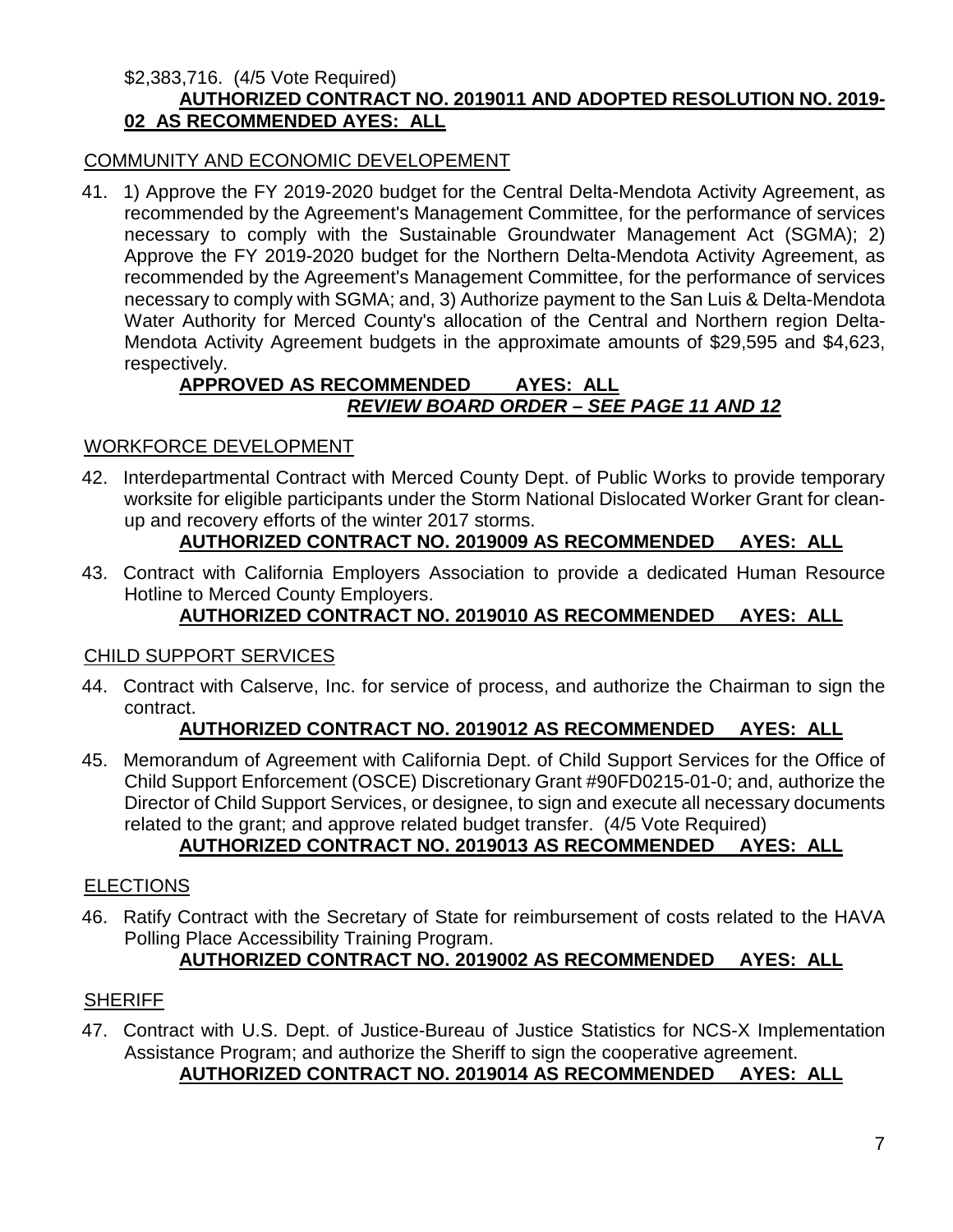$2,383,716. (4/5 Vote Required)

**AUTHORIZED CONTRACT NO. 2019011 AND ADOPTED RESOLUTION NO. 2019-02 AS RECOMMENDED AYES: ALL**

COMMUNITY AND ECONOMIC DEVELOPEMENT

41. 1) Approve the FY 2019-2020 budget for the Central Delta-Mendota Activity Agreement, as recommended by the Agreement's Management Committee, for the performance of services necessary to comply with the Sustainable Groundwater Management Act (SGMA); 2) Approve the FY 2019-2020 budget for the Northern Delta-Mendota Activity Agreement, as recommended by the Agreement's Management Committee, for the performance of services necessary to comply with SGMA; and, 3) Authorize payment to the San Luis & Delta-Mendota Water Authority for Merced County's allocation of the Central and Northern region Delta-Mendota Activity Agreement budgets in the approximate amounts of $29,595 and $4,623, respectively.

    **APPROVED AS RECOMMENDED AYES: ALL**

    ***REVIEW BOARD ORDER – SEE PAGE 11 AND 12***

WORKFORCE DEVELOPMENT

42. Interdepartmental Contract with Merced County Dept. of Public Works to provide temporary worksite for eligible participants under the Storm National Dislocated Worker Grant for clean-up and recovery efforts of the winter 2017 storms.

    **AUTHORIZED CONTRACT NO. 2019009 AS RECOMMENDED AYES: ALL**

43. Contract with California Employers Association to provide a dedicated Human Resource Hotline to Merced County Employers.

    **AUTHORIZED CONTRACT NO. 2019010 AS RECOMMENDED AYES: ALL**

CHILD SUPPORT SERVICES

44. Contract with Calserve, Inc. for service of process, and authorize the Chairman to sign the contract.

    **AUTHORIZED CONTRACT NO. 2019012 AS RECOMMENDED AYES: ALL**

45. Memorandum of Agreement with California Dept. of Child Support Services for the Office of Child Support Enforcement (OSCE) Discretionary Grant #90FD0215-01-0; and, authorize the Director of Child Support Services, or designee, to sign and execute all necessary documents related to the grant; and approve related budget transfer. (4/5 Vote Required)

    **AUTHORIZED CONTRACT NO. 2019013 AS RECOMMENDED AYES: ALL**

ELECTIONS

46. Ratify Contract with the Secretary of State for reimbursement of costs related to the HAVA Polling Place Accessibility Training Program.

    **AUTHORIZED CONTRACT NO. 2019002 AS RECOMMENDED AYES: ALL**

SHERIFF

47. Contract with U.S. Dept. of Justice-Bureau of Justice Statistics for NCS-X Implementation Assistance Program; and authorize the Sheriff to sign the cooperative agreement.

    **AUTHORIZED CONTRACT NO. 2019014 AS RECOMMENDED AYES: ALL**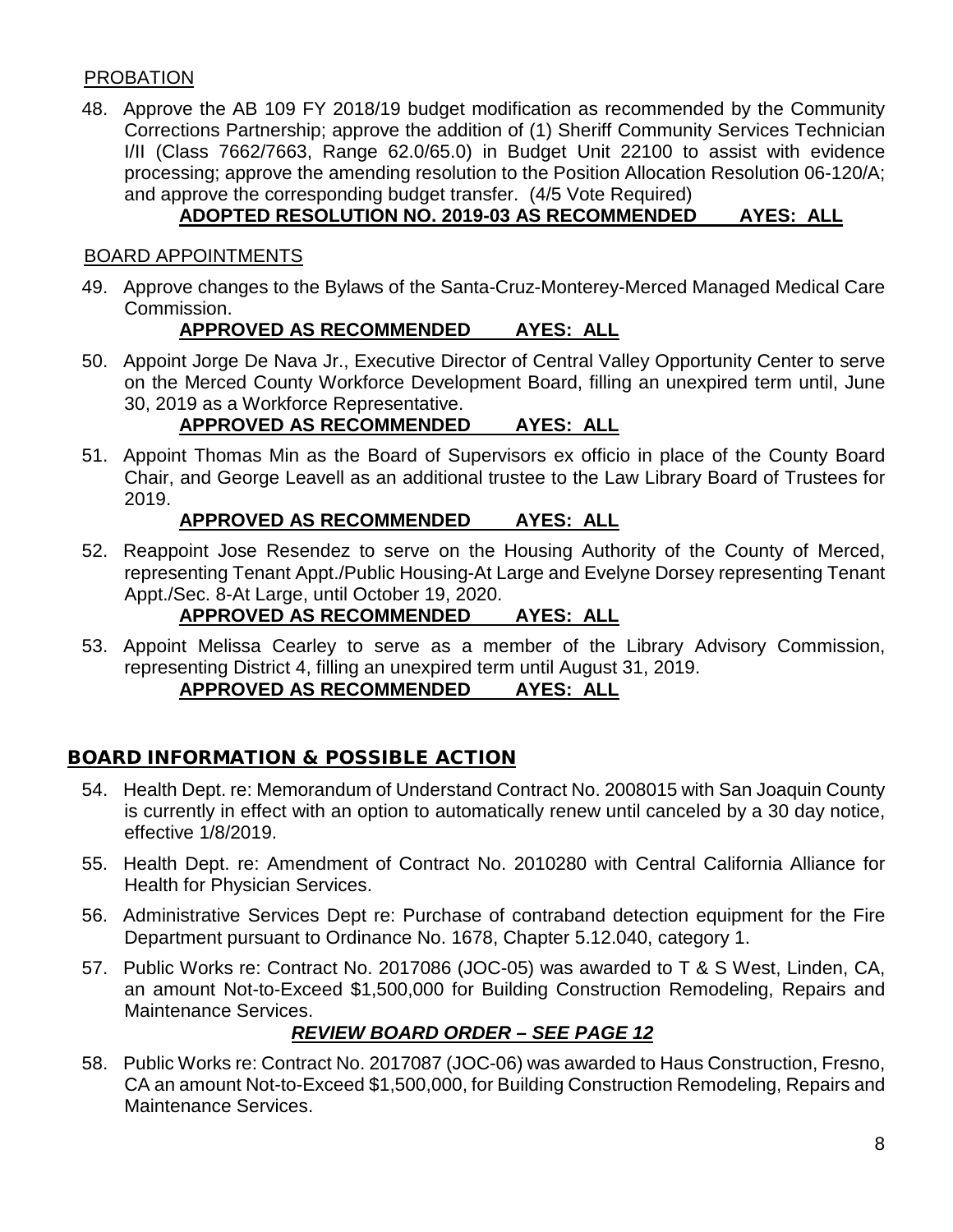### PROBATION

48. Approve the AB 109 FY 2018/19 budget modification as recommended by the Community Corrections Partnership; approve the addition of (1) Sheriff Community Services Technician I/II (Class 7662/7663, Range 62.0/65.0) in Budget Unit 22100 to assist with evidence processing; approve the amending resolution to the Position Allocation Resolution 06-120/A; and approve the corresponding budget transfer. (4/5 Vote Required)

    **ADOPTED RESOLUTION NO. 2019-03 AS RECOMMENDED AYES: ALL**

### BOARD APPOINTMENTS

49. Approve changes to the Bylaws of the Santa-Cruz-Monterey-Merced Managed Medical Care Commission.

    **APPROVED AS RECOMMENDED AYES: ALL**

50. Appoint Jorge De Nava Jr., Executive Director of Central Valley Opportunity Center to serve on the Merced County Workforce Development Board, filling an unexpired term until, June 30, 2019 as a Workforce Representative.

    **APPROVED AS RECOMMENDED AYES: ALL**

51. Appoint Thomas Min as the Board of Supervisors ex officio in place of the County Board Chair, and George Leavell as an additional trustee to the Law Library Board of Trustees for 2019.

    **APPROVED AS RECOMMENDED AYES: ALL**

52. Reappoint Jose Resendez to serve on the Housing Authority of the County of Merced, representing Tenant Appt./Public Housing-At Large and Evelyne Dorsey representing Tenant Appt./Sec. 8-At Large, until October 19, 2020.

    **APPROVED AS RECOMMENDED AYES: ALL**

53. Appoint Melissa Cearley to serve as a member of the Library Advisory Commission, representing District 4, filling an unexpired term until August 31, 2019.

    **APPROVED AS RECOMMENDED AYES: ALL**

## BOARD INFORMATION & POSSIBLE ACTION

54. Health Dept. re: Memorandum of Understand Contract No. 2008015 with San Joaquin County is currently in effect with an option to automatically renew until canceled by a 30 day notice, effective 1/8/2019.

55. Health Dept. re: Amendment of Contract No. 2010280 with Central California Alliance for Health for Physician Services.

56. Administrative Services Dept re: Purchase of contraband detection equipment for the Fire Department pursuant to Ordinance No. 1678, Chapter 5.12.040, category 1.

57. Public Works re: Contract No. 2017086 (JOC-05) was awarded to T & S West, Linden, CA, an amount Not-to-Exceed $1,500,000 for Building Construction Remodeling, Repairs and Maintenance Services.

    ***REVIEW BOARD ORDER – SEE PAGE 12***

58. Public Works re: Contract No. 2017087 (JOC-06) was awarded to Haus Construction, Fresno, CA an amount Not-to-Exceed $1,500,000, for Building Construction Remodeling, Repairs and Maintenance Services.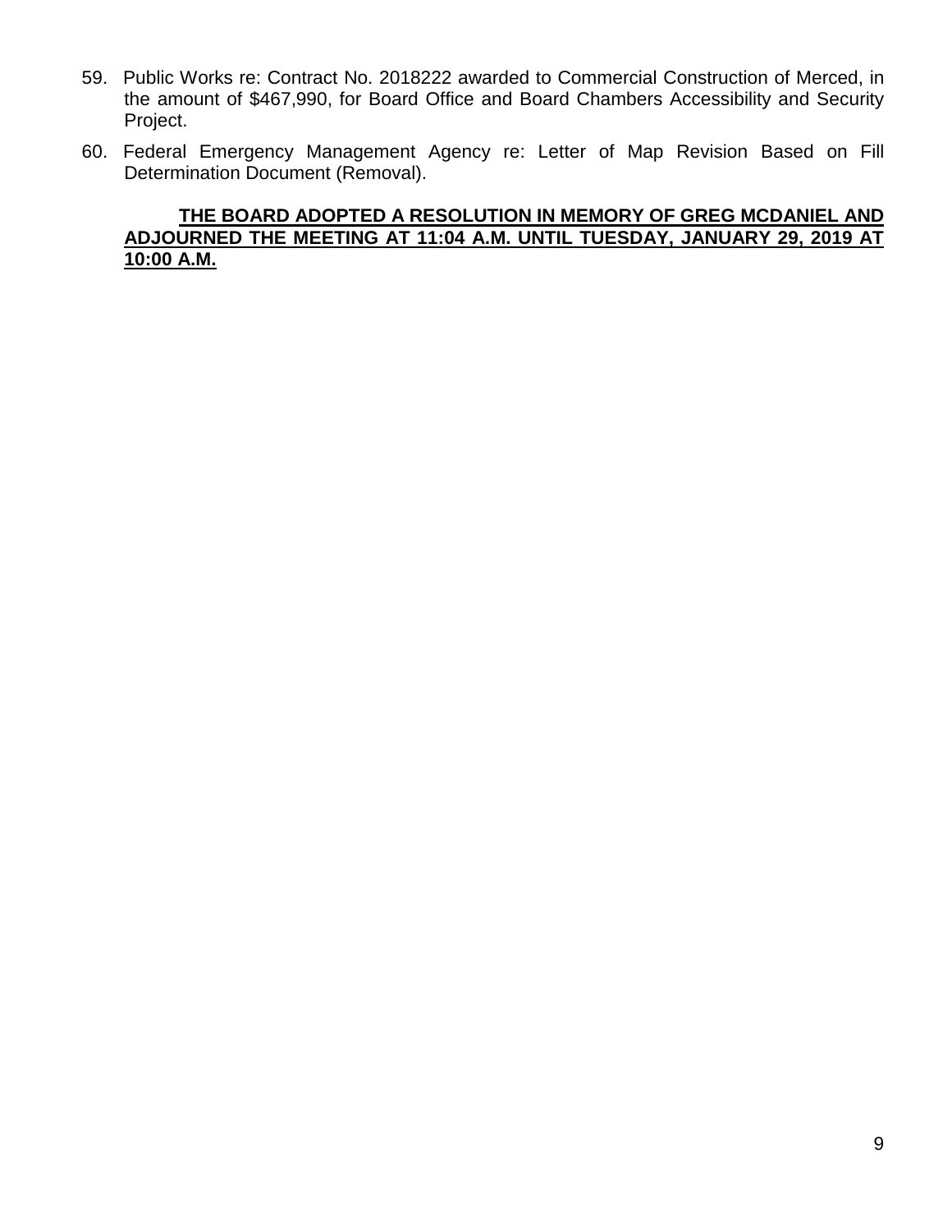59. Public Works re: Contract No. 2018222 awarded to Commercial Construction of Merced, in the amount of $467,990, for Board Office and Board Chambers Accessibility and Security Project.

60. Federal Emergency Management Agency re: Letter of Map Revision Based on Fill Determination Document (Removal).

**THE BOARD ADOPTED A RESOLUTION IN MEMORY OF GREG MCDANIEL AND ADJOURNED THE MEETING AT 11:04 A.M. UNTIL TUESDAY, JANUARY 29, 2019 AT 10:00 A.M.**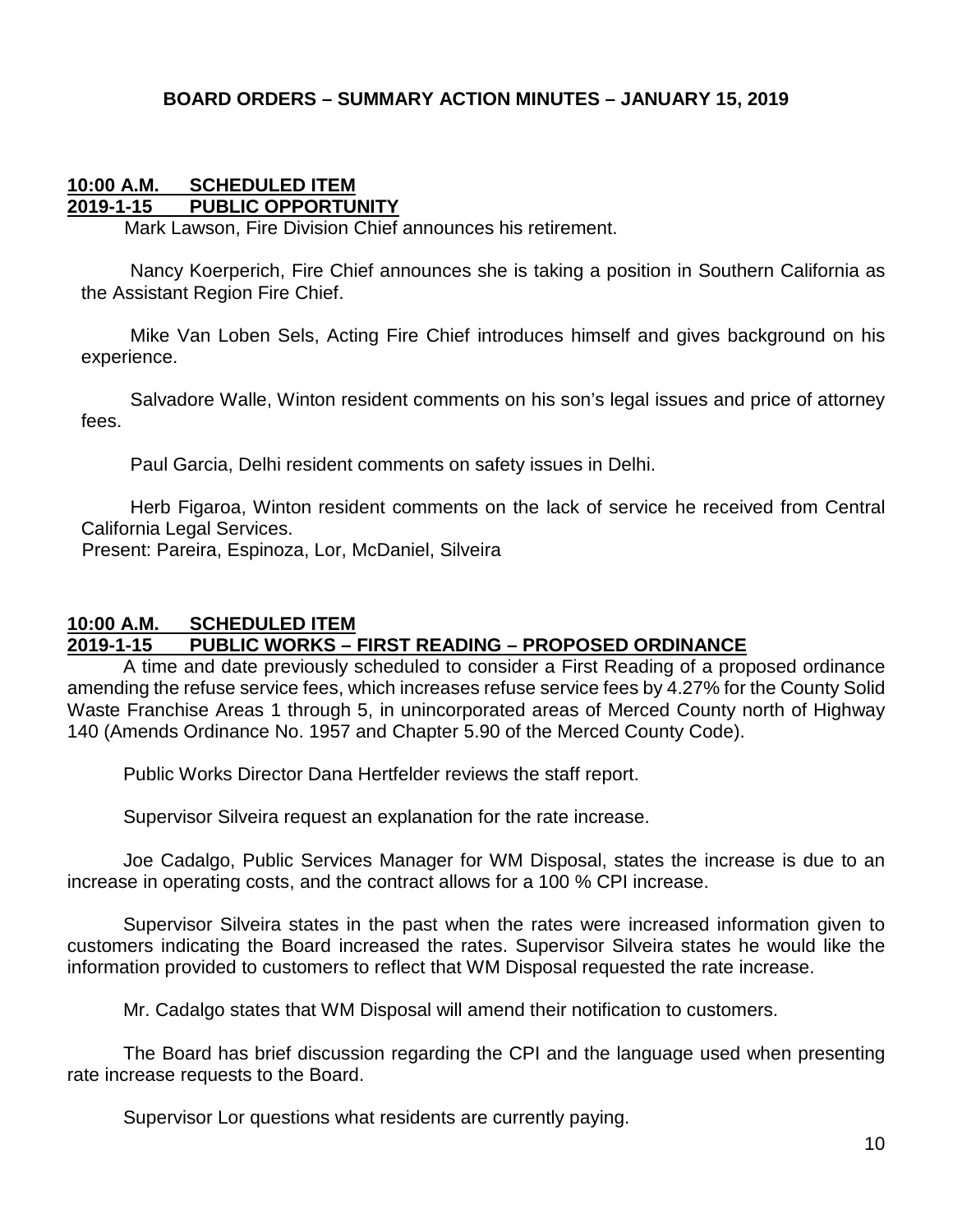## BOARD ORDERS – SUMMARY ACTION MINUTES – JANUARY 15, 2019

**10:00 A.M. SCHEDULED ITEM**
**2019-1-15 PUBLIC OPPORTUNITY**

Mark Lawson, Fire Division Chief announces his retirement.

Nancy Koerperich, Fire Chief announces she is taking a position in Southern California as the Assistant Region Fire Chief.

Mike Van Loben Sels, Acting Fire Chief introduces himself and gives background on his experience.

Salvadore Walle, Winton resident comments on his son's legal issues and price of attorney fees.

Paul Garcia, Delhi resident comments on safety issues in Delhi.

Herb Figaroa, Winton resident comments on the lack of service he received from Central California Legal Services.

Present: Pareira, Espinoza, Lor, McDaniel, Silveira

**10:00 A.M. SCHEDULED ITEM**
**2019-1-15 PUBLIC WORKS – FIRST READING – PROPOSED ORDINANCE**

A time and date previously scheduled to consider a First Reading of a proposed ordinance amending the refuse service fees, which increases refuse service fees by 4.27% for the County Solid Waste Franchise Areas 1 through 5, in unincorporated areas of Merced County north of Highway 140 (Amends Ordinance No. 1957 and Chapter 5.90 of the Merced County Code).

Public Works Director Dana Hertfelder reviews the staff report.

Supervisor Silveira request an explanation for the rate increase.

Joe Cadalgo, Public Services Manager for WM Disposal, states the increase is due to an increase in operating costs, and the contract allows for a 100 % CPI increase.

Supervisor Silveira states in the past when the rates were increased information given to customers indicating the Board increased the rates. Supervisor Silveira states he would like the information provided to customers to reflect that WM Disposal requested the rate increase.

Mr. Cadalgo states that WM Disposal will amend their notification to customers.

The Board has brief discussion regarding the CPI and the language used when presenting rate increase requests to the Board.

Supervisor Lor questions what residents are currently paying.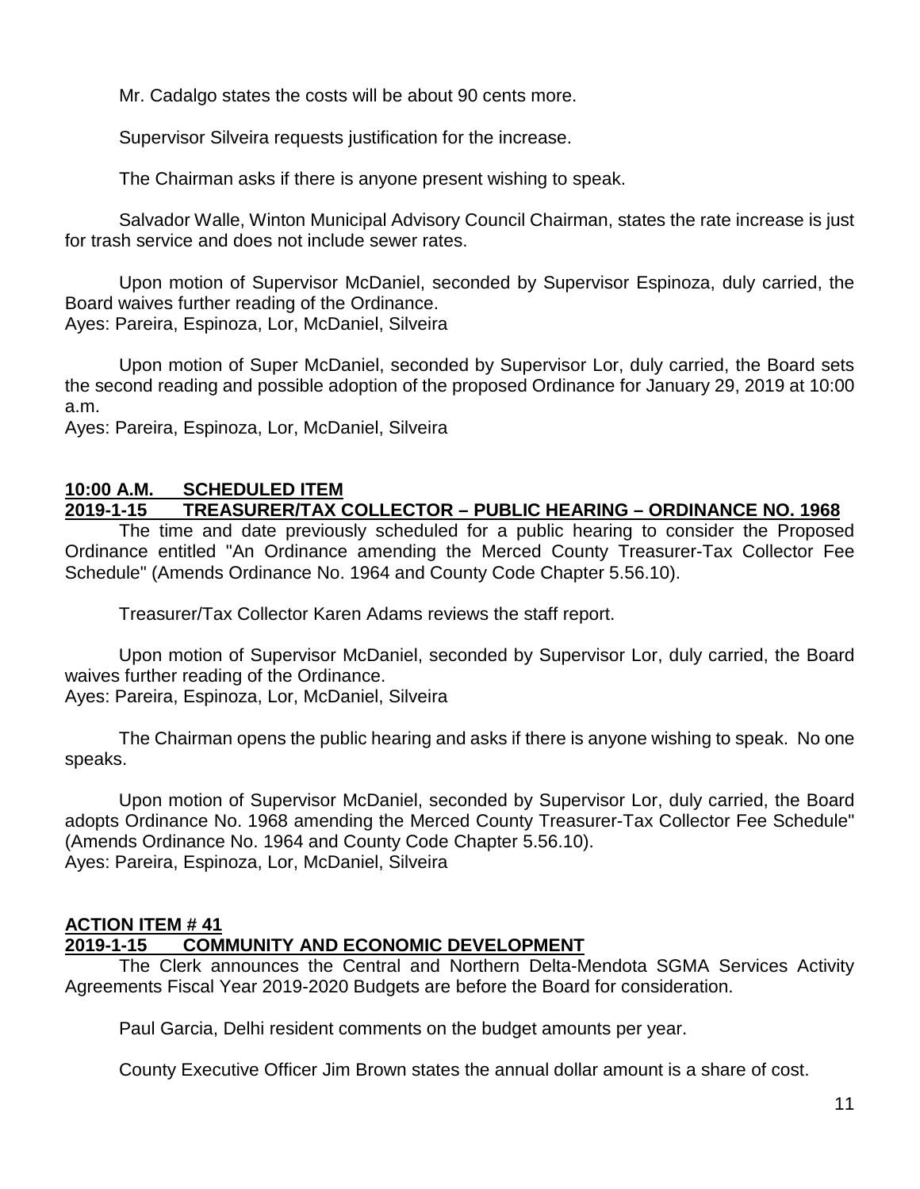Mr. Cadalgo states the costs will be about 90 cents more.

Supervisor Silveira requests justification for the increase.

The Chairman asks if there is anyone present wishing to speak.

Salvador Walle, Winton Municipal Advisory Council Chairman, states the rate increase is just for trash service and does not include sewer rates.

Upon motion of Supervisor McDaniel, seconded by Supervisor Espinoza, duly carried, the Board waives further reading of the Ordinance.
Ayes: Pareira, Espinoza, Lor, McDaniel, Silveira

Upon motion of Super McDaniel, seconded by Supervisor Lor, duly carried, the Board sets the second reading and possible adoption of the proposed Ordinance for January 29, 2019 at 10:00 a.m.
Ayes: Pareira, Espinoza, Lor, McDaniel, Silveira

**10:00 A.M. SCHEDULED ITEM**
**2019-1-15 TREASURER/TAX COLLECTOR – PUBLIC HEARING – ORDINANCE NO. 1968**

The time and date previously scheduled for a public hearing to consider the Proposed Ordinance entitled "An Ordinance amending the Merced County Treasurer-Tax Collector Fee Schedule" (Amends Ordinance No. 1964 and County Code Chapter 5.56.10).

Treasurer/Tax Collector Karen Adams reviews the staff report.

Upon motion of Supervisor McDaniel, seconded by Supervisor Lor, duly carried, the Board waives further reading of the Ordinance.
Ayes: Pareira, Espinoza, Lor, McDaniel, Silveira

The Chairman opens the public hearing and asks if there is anyone wishing to speak. No one speaks.

Upon motion of Supervisor McDaniel, seconded by Supervisor Lor, duly carried, the Board adopts Ordinance No. 1968 amending the Merced County Treasurer-Tax Collector Fee Schedule" (Amends Ordinance No. 1964 and County Code Chapter 5.56.10).
Ayes: Pareira, Espinoza, Lor, McDaniel, Silveira

**ACTION ITEM # 41**
**2019-1-15 COMMUNITY AND ECONOMIC DEVELOPMENT**

The Clerk announces the Central and Northern Delta-Mendota SGMA Services Activity Agreements Fiscal Year 2019-2020 Budgets are before the Board for consideration.

Paul Garcia, Delhi resident comments on the budget amounts per year.

County Executive Officer Jim Brown states the annual dollar amount is a share of cost.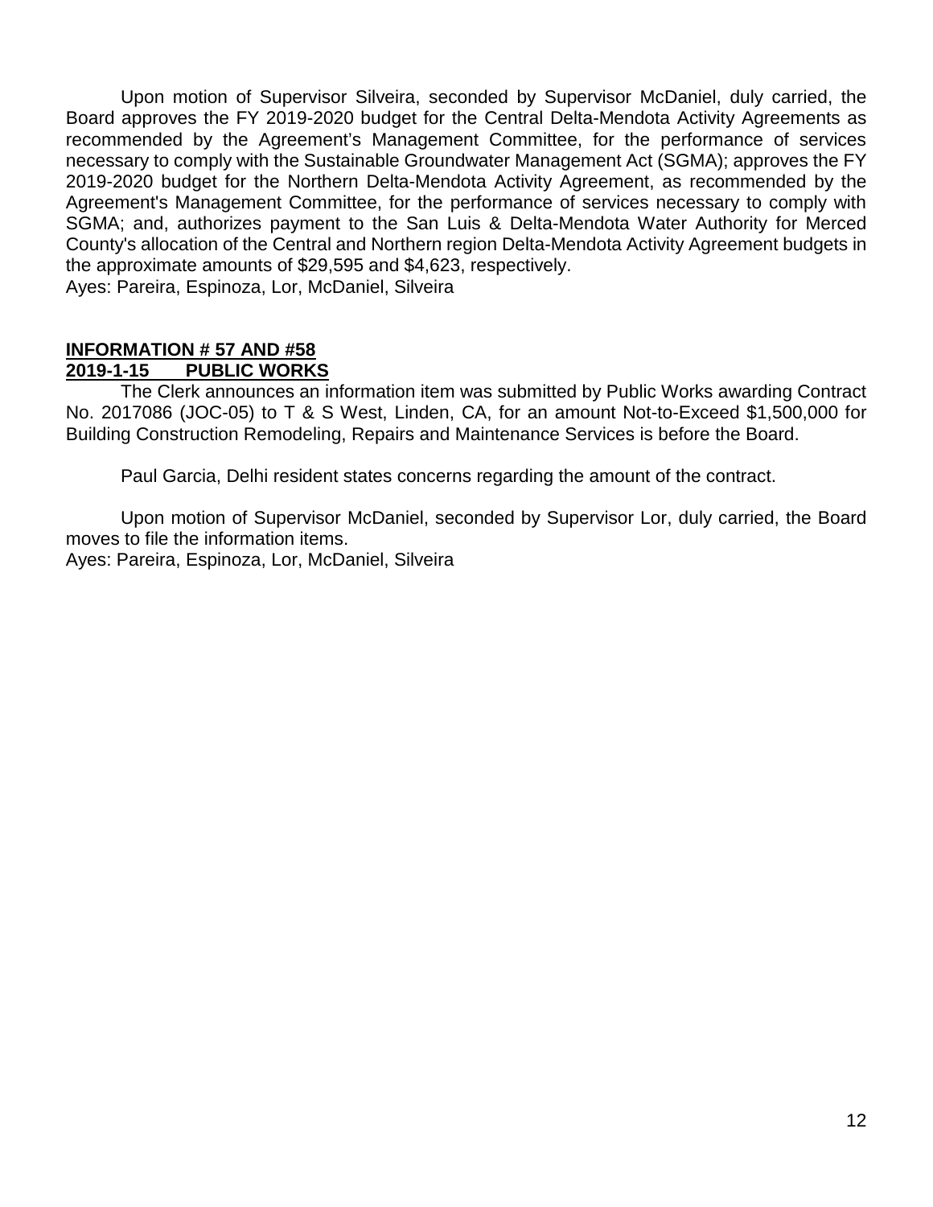Upon motion of Supervisor Silveira, seconded by Supervisor McDaniel, duly carried, the Board approves the FY 2019-2020 budget for the Central Delta-Mendota Activity Agreements as recommended by the Agreement's Management Committee, for the performance of services necessary to comply with the Sustainable Groundwater Management Act (SGMA); approves the FY 2019-2020 budget for the Northern Delta-Mendota Activity Agreement, as recommended by the Agreement's Management Committee, for the performance of services necessary to comply with SGMA; and, authorizes payment to the San Luis & Delta-Mendota Water Authority for Merced County's allocation of the Central and Northern region Delta-Mendota Activity Agreement budgets in the approximate amounts of $29,595 and $4,623, respectively.
Ayes: Pareira, Espinoza, Lor, McDaniel, Silveira

**INFORMATION # 57 AND #58**
**2019-1-15 PUBLIC WORKS**

The Clerk announces an information item was submitted by Public Works awarding Contract No. 2017086 (JOC-05) to T & S West, Linden, CA, for an amount Not-to-Exceed $1,500,000 for Building Construction Remodeling, Repairs and Maintenance Services is before the Board.

Paul Garcia, Delhi resident states concerns regarding the amount of the contract.

Upon motion of Supervisor McDaniel, seconded by Supervisor Lor, duly carried, the Board moves to file the information items.
Ayes: Pareira, Espinoza, Lor, McDaniel, Silveira